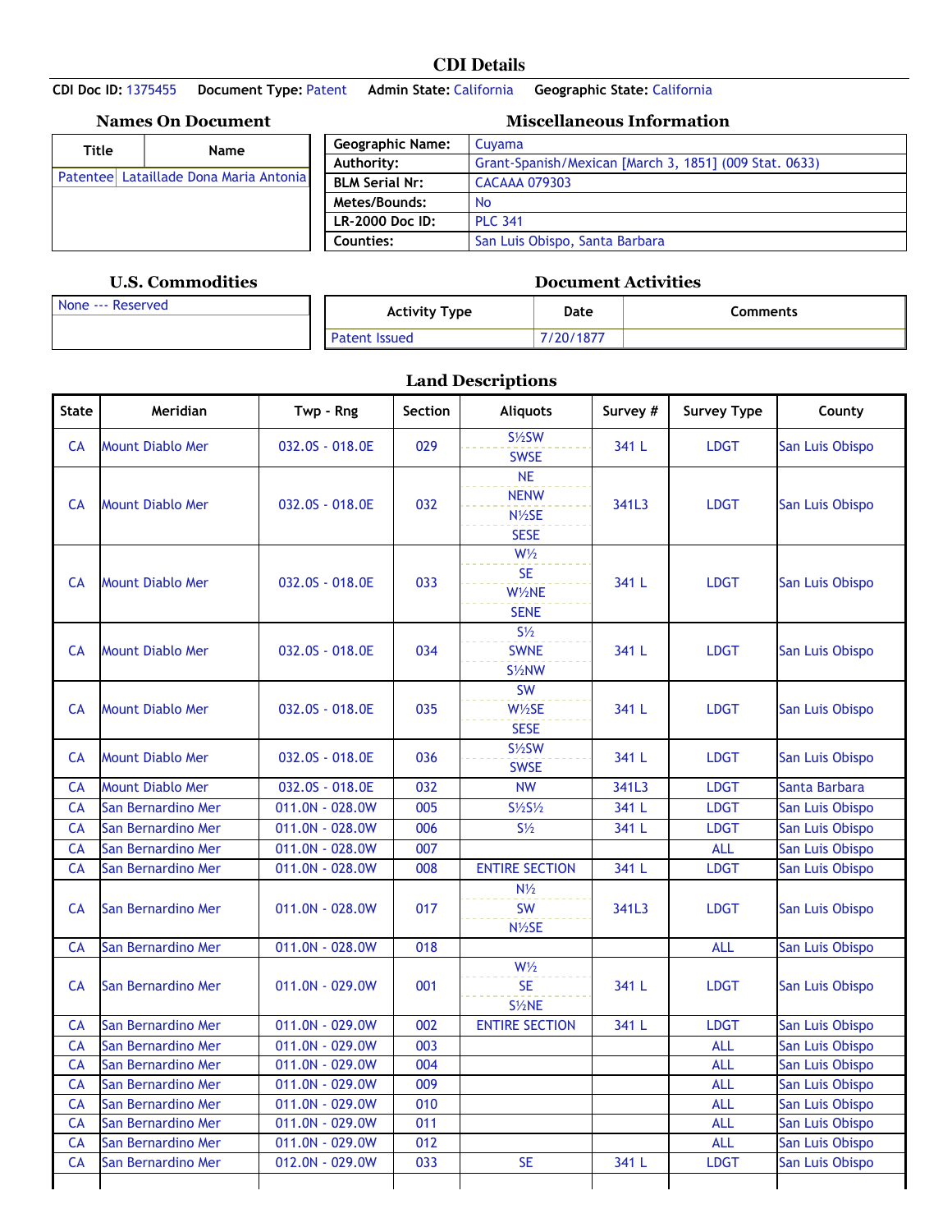# CDI Details

**CDI Doc ID:** 1375455 **Document Type:** Patent **Admin State:** California **Geographic State:** California

## Names On Document

| Title | Name |
|---|---|
| Patentee | Lataillade Dona Maria Antonia |

## Miscellaneous Information

| | |
|---|---|
| **Geographic Name:** | Cuyama |
| **Authority:** | Grant-Spanish/Mexican [March 3, 1851] (009 Stat. 0633) |
| **BLM Serial Nr:** | CACAAA 079303 |
| **Metes/Bounds:** | No |
| **LR-2000 Doc ID:** | PLC 341 |
| **Counties:** | San Luis Obispo, Santa Barbara |

## U.S. Commodities

None --- Reserved

## Document Activities

| Activity Type | Date | Comments |
|---|---|---|
| Patent Issued | 7/20/1877 | |

## Land Descriptions

| State | Meridian | Twp - Rng | Section | Aliquots | Survey # | Survey Type | County |
|---|---|---|---|---|---|---|---|
| CA | Mount Diablo Mer | 032.0S - 018.0E | 029 | S½SW<br>SWSE | 341 L | LDGT | San Luis Obispo |
| CA | Mount Diablo Mer | 032.0S - 018.0E | 032 | NE<br>NENW<br>N½SE<br>SESE | 341L3 | LDGT | San Luis Obispo |
| CA | Mount Diablo Mer | 032.0S - 018.0E | 033 | W½<br>SE<br>W½NE<br>SENE | 341 L | LDGT | San Luis Obispo |
| CA | Mount Diablo Mer | 032.0S - 018.0E | 034 | S½<br>SWNE<br>S½NW | 341 L | LDGT | San Luis Obispo |
| CA | Mount Diablo Mer | 032.0S - 018.0E | 035 | SW<br>W½SE<br>SESE | 341 L | LDGT | San Luis Obispo |
| CA | Mount Diablo Mer | 032.0S - 018.0E | 036 | S½SW<br>SWSE | 341 L | LDGT | San Luis Obispo |
| CA | Mount Diablo Mer | 032.0S - 018.0E | 032 | NW | 341L3 | LDGT | Santa Barbara |
| CA | San Bernardino Mer | 011.0N - 028.0W | 005 | S½S½ | 341 L | LDGT | San Luis Obispo |
| CA | San Bernardino Mer | 011.0N - 028.0W | 006 | S½ | 341 L | LDGT | San Luis Obispo |
| CA | San Bernardino Mer | 011.0N - 028.0W | 007 | | | ALL | San Luis Obispo |
| CA | San Bernardino Mer | 011.0N - 028.0W | 008 | ENTIRE SECTION | 341 L | LDGT | San Luis Obispo |
| CA | San Bernardino Mer | 011.0N - 028.0W | 017 | N½<br>SW<br>N½SE | 341L3 | LDGT | San Luis Obispo |
| CA | San Bernardino Mer | 011.0N - 028.0W | 018 | | | ALL | San Luis Obispo |
| CA | San Bernardino Mer | 011.0N - 029.0W | 001 | W½<br>SE<br>S½NE | 341 L | LDGT | San Luis Obispo |
| CA | San Bernardino Mer | 011.0N - 029.0W | 002 | ENTIRE SECTION | 341 L | LDGT | San Luis Obispo |
| CA | San Bernardino Mer | 011.0N - 029.0W | 003 | | | ALL | San Luis Obispo |
| CA | San Bernardino Mer | 011.0N - 029.0W | 004 | | | ALL | San Luis Obispo |
| CA | San Bernardino Mer | 011.0N - 029.0W | 009 | | | ALL | San Luis Obispo |
| CA | San Bernardino Mer | 011.0N - 029.0W | 010 | | | ALL | San Luis Obispo |
| CA | San Bernardino Mer | 011.0N - 029.0W | 011 | | | ALL | San Luis Obispo |
| CA | San Bernardino Mer | 011.0N - 029.0W | 012 | | | ALL | San Luis Obispo |
| CA | San Bernardino Mer | 012.0N - 029.0W | 033 | SE | 341 L | LDGT | San Luis Obispo |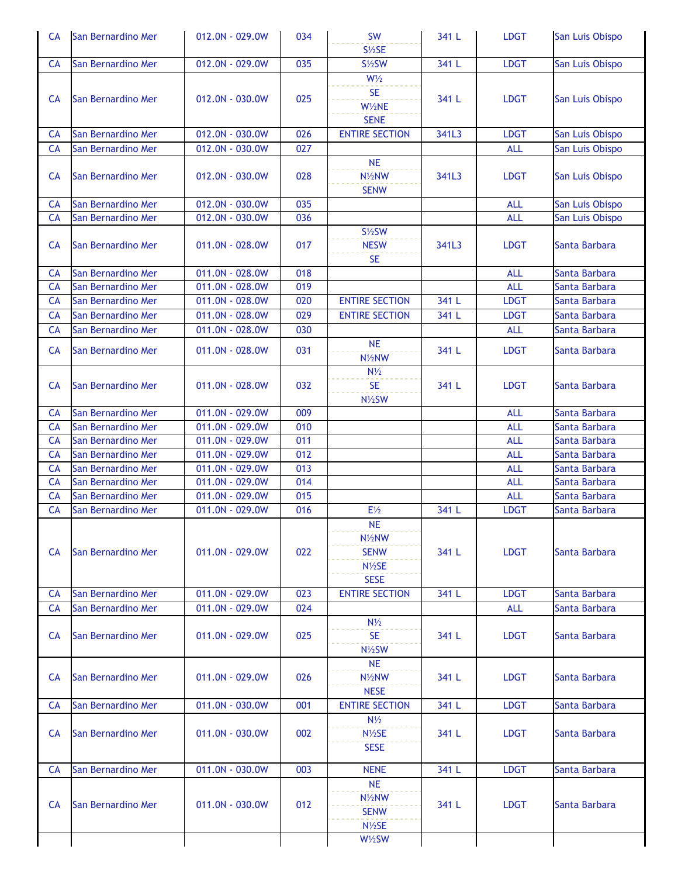| CA | San Bernardino Mer | 012.0N - 029.0W | 034 | SW<br>S½SE | 341 L | LDGT | San Luis Obispo |
|---|---|---|---|---|---|---|---|
| CA | San Bernardino Mer | 012.0N - 029.0W | 035 | S½SW | 341 L | LDGT | San Luis Obispo |
| CA | San Bernardino Mer | 012.0N - 030.0W | 025 | W½<br>SE<br>W½NE<br>SENE | 341 L | LDGT | San Luis Obispo |
| CA | San Bernardino Mer | 012.0N - 030.0W | 026 | ENTIRE SECTION | 341L3 | LDGT | San Luis Obispo |
| CA | San Bernardino Mer | 012.0N - 030.0W | 027 | | | ALL | San Luis Obispo |
| CA | San Bernardino Mer | 012.0N - 030.0W | 028 | NE<br>N½NW<br>SENW | 341L3 | LDGT | San Luis Obispo |
| CA | San Bernardino Mer | 012.0N - 030.0W | 035 | | | ALL | San Luis Obispo |
| CA | San Bernardino Mer | 012.0N - 030.0W | 036 | | | ALL | San Luis Obispo |
| CA | San Bernardino Mer | 011.0N - 028.0W | 017 | S½SW<br>NESW<br>SE | 341L3 | LDGT | Santa Barbara |
| CA | San Bernardino Mer | 011.0N - 028.0W | 018 | | | ALL | Santa Barbara |
| CA | San Bernardino Mer | 011.0N - 028.0W | 019 | | | ALL | Santa Barbara |
| CA | San Bernardino Mer | 011.0N - 028.0W | 020 | ENTIRE SECTION | 341 L | LDGT | Santa Barbara |
| CA | San Bernardino Mer | 011.0N - 028.0W | 029 | ENTIRE SECTION | 341 L | LDGT | Santa Barbara |
| CA | San Bernardino Mer | 011.0N - 028.0W | 030 | | | ALL | Santa Barbara |
| CA | San Bernardino Mer | 011.0N - 028.0W | 031 | NE<br>N½NW | 341 L | LDGT | Santa Barbara |
| CA | San Bernardino Mer | 011.0N - 028.0W | 032 | N½<br>SE<br>N½SW | 341 L | LDGT | Santa Barbara |
| CA | San Bernardino Mer | 011.0N - 029.0W | 009 | | | ALL | Santa Barbara |
| CA | San Bernardino Mer | 011.0N - 029.0W | 010 | | | ALL | Santa Barbara |
| CA | San Bernardino Mer | 011.0N - 029.0W | 011 | | | ALL | Santa Barbara |
| CA | San Bernardino Mer | 011.0N - 029.0W | 012 | | | ALL | Santa Barbara |
| CA | San Bernardino Mer | 011.0N - 029.0W | 013 | | | ALL | Santa Barbara |
| CA | San Bernardino Mer | 011.0N - 029.0W | 014 | | | ALL | Santa Barbara |
| CA | San Bernardino Mer | 011.0N - 029.0W | 015 | | | ALL | Santa Barbara |
| CA | San Bernardino Mer | 011.0N - 029.0W | 016 | E½ | 341 L | LDGT | Santa Barbara |
| CA | San Bernardino Mer | 011.0N - 029.0W | 022 | NE<br>N½NW<br>SENW<br>N½SE<br>SESE | 341 L | LDGT | Santa Barbara |
| CA | San Bernardino Mer | 011.0N - 029.0W | 023 | ENTIRE SECTION | 341 L | LDGT | Santa Barbara |
| CA | San Bernardino Mer | 011.0N - 029.0W | 024 | | | ALL | Santa Barbara |
| CA | San Bernardino Mer | 011.0N - 029.0W | 025 | N½<br>SE<br>N½SW | 341 L | LDGT | Santa Barbara |
| CA | San Bernardino Mer | 011.0N - 029.0W | 026 | NE<br>N½NW<br>NESE | 341 L | LDGT | Santa Barbara |
| CA | San Bernardino Mer | 011.0N - 030.0W | 001 | ENTIRE SECTION | 341 L | LDGT | Santa Barbara |
| CA | San Bernardino Mer | 011.0N - 030.0W | 002 | N½<br>N½SE<br>SESE | 341 L | LDGT | Santa Barbara |
| CA | San Bernardino Mer | 011.0N - 030.0W | 003 | NENE | 341 L | LDGT | Santa Barbara |
| CA | San Bernardino Mer | 011.0N - 030.0W | 012 | NE<br>N½NW<br>SENW<br>N½SE | 341 L | LDGT | Santa Barbara |
| | | | | W½SW | | | |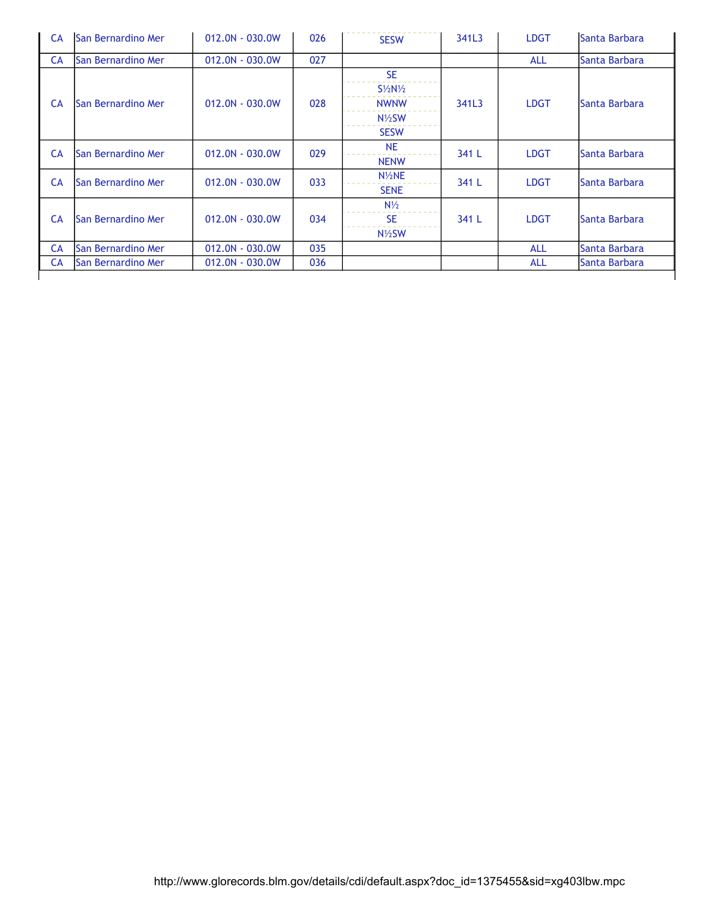| | | | | | | | |
|---|---|---|---|---|---|---|---|
| CA | San Bernardino Mer | 012.0N - 030.0W | 026 | SESW | 341L3 | LDGT | Santa Barbara |
| CA | San Bernardino Mer | 012.0N - 030.0W | 027 | | | ALL | Santa Barbara |
| CA | San Bernardino Mer | 012.0N - 030.0W | 028 | SE<br>S½N½<br>NWNW<br>N½SW<br>SESW | 341L3 | LDGT | Santa Barbara |
| CA | San Bernardino Mer | 012.0N - 030.0W | 029 | NE<br>NENW | 341 L | LDGT | Santa Barbara |
| CA | San Bernardino Mer | 012.0N - 030.0W | 033 | N½NE<br>SENE | 341 L | LDGT | Santa Barbara |
| CA | San Bernardino Mer | 012.0N - 030.0W | 034 | N½<br>SE<br>N½SW | 341 L | LDGT | Santa Barbara |
| CA | San Bernardino Mer | 012.0N - 030.0W | 035 | | | ALL | Santa Barbara |
| CA | San Bernardino Mer | 012.0N - 030.0W | 036 | | | ALL | Santa Barbara |

http://www.glorecords.blm.gov/details/cdi/default.aspx?doc_id=1375455&sid=xg403lbw.mpc